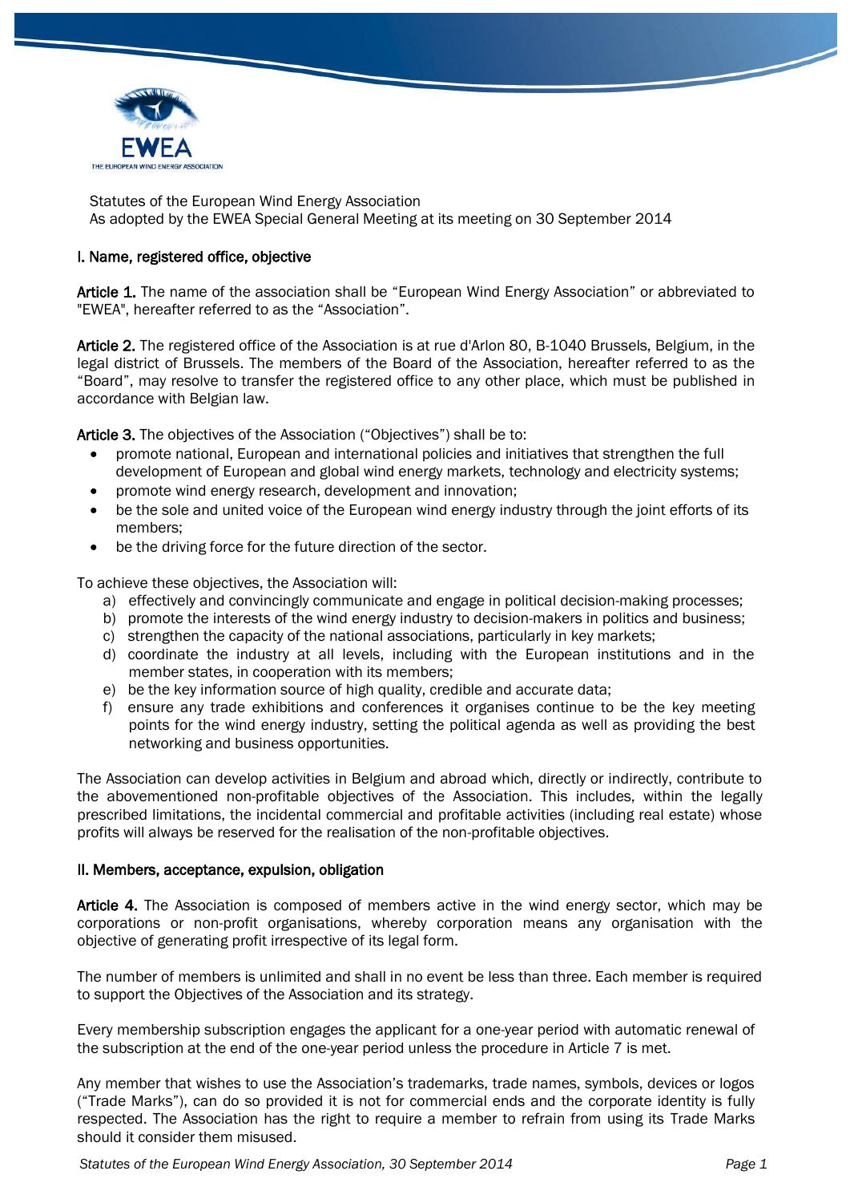Statutes of the European Wind Energy Association
As adopted by the EWEA Special General Meeting at its meeting on 30 September 2014

## I. Name, registered office, objective

**Article 1.** The name of the association shall be "European Wind Energy Association" or abbreviated to "EWEA", hereafter referred to as the "Association".

**Article 2.** The registered office of the Association is at rue d'Arlon 80, B-1040 Brussels, Belgium, in the legal district of Brussels. The members of the Board of the Association, hereafter referred to as the "Board", may resolve to transfer the registered office to any other place, which must be published in accordance with Belgian law.

**Article 3.** The objectives of the Association ("Objectives") shall be to:

- promote national, European and international policies and initiatives that strengthen the full development of European and global wind energy markets, technology and electricity systems;
- promote wind energy research, development and innovation;
- be the sole and united voice of the European wind energy industry through the joint efforts of its members;
- be the driving force for the future direction of the sector.

To achieve these objectives, the Association will:

a) effectively and convincingly communicate and engage in political decision-making processes;
b) promote the interests of the wind energy industry to decision-makers in politics and business;
c) strengthen the capacity of the national associations, particularly in key markets;
d) coordinate the industry at all levels, including with the European institutions and in the member states, in cooperation with its members;
e) be the key information source of high quality, credible and accurate data;
f) ensure any trade exhibitions and conferences it organises continue to be the key meeting points for the wind energy industry, setting the political agenda as well as providing the best networking and business opportunities.

The Association can develop activities in Belgium and abroad which, directly or indirectly, contribute to the abovementioned non-profitable objectives of the Association. This includes, within the legally prescribed limitations, the incidental commercial and profitable activities (including real estate) whose profits will always be reserved for the realisation of the non-profitable objectives.

## II. Members, acceptance, expulsion, obligation

**Article 4.** The Association is composed of members active in the wind energy sector, which may be corporations or non-profit organisations, whereby corporation means any organisation with the objective of generating profit irrespective of its legal form.

The number of members is unlimited and shall in no event be less than three. Each member is required to support the Objectives of the Association and its strategy.

Every membership subscription engages the applicant for a one-year period with automatic renewal of the subscription at the end of the one-year period unless the procedure in Article 7 is met.

Any member that wishes to use the Association's trademarks, trade names, symbols, devices or logos ("Trade Marks"), can do so provided it is not for commercial ends and the corporate identity is fully respected. The Association has the right to require a member to refrain from using its Trade Marks should it consider them misused.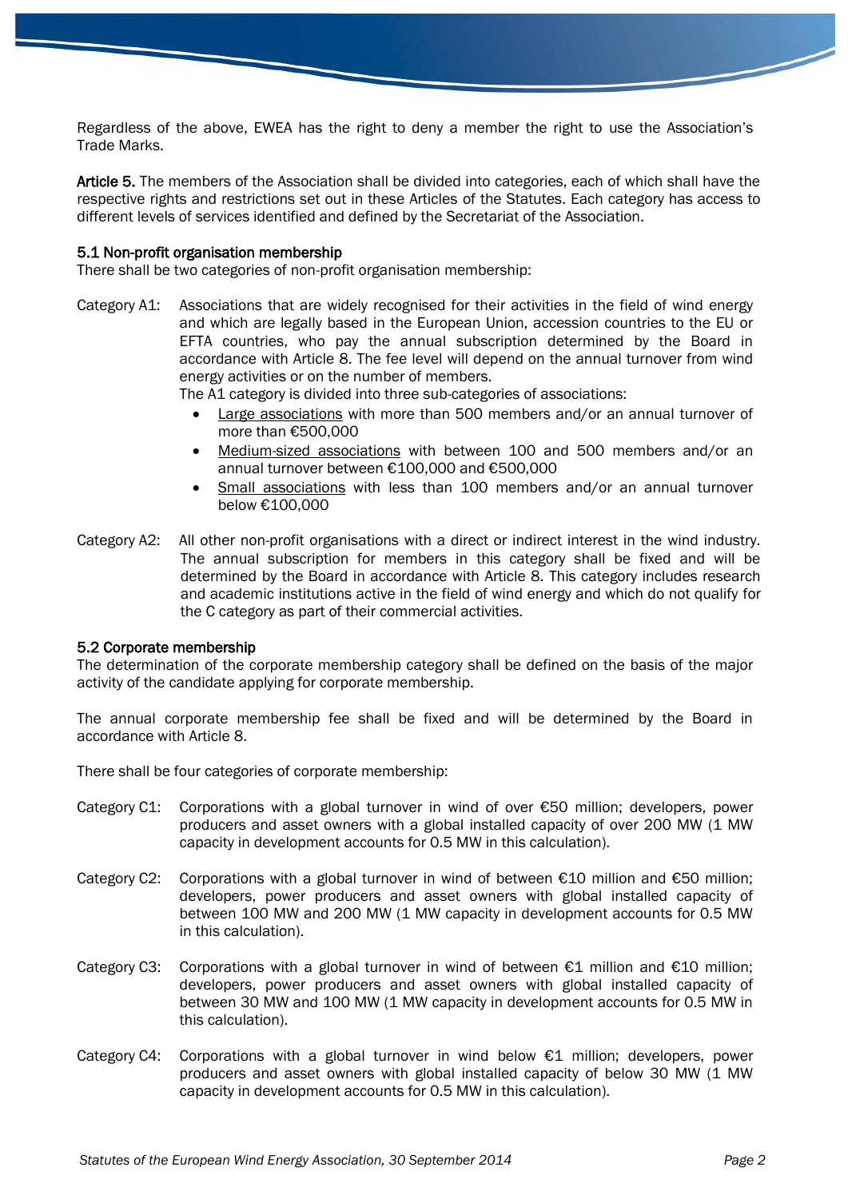Regardless of the above, EWEA has the right to deny a member the right to use the Association's Trade Marks.

**Article 5.** The members of the Association shall be divided into categories, each of which shall have the respective rights and restrictions set out in these Articles of the Statutes. Each category has access to different levels of services identified and defined by the Secretariat of the Association.

### 5.1 Non-profit organisation membership

There shall be two categories of non-profit organisation membership:

Category A1: Associations that are widely recognised for their activities in the field of wind energy and which are legally based in the European Union, accession countries to the EU or EFTA countries, who pay the annual subscription determined by the Board in accordance with Article 8. The fee level will depend on the annual turnover from wind energy activities or on the number of members.

The A1 category is divided into three sub-categories of associations:

- <u>Large associations</u> with more than 500 members and/or an annual turnover of more than €500,000
- <u>Medium-sized associations</u> with between 100 and 500 members and/or an annual turnover between €100,000 and €500,000
- <u>Small associations</u> with less than 100 members and/or an annual turnover below €100,000

Category A2: All other non-profit organisations with a direct or indirect interest in the wind industry. The annual subscription for members in this category shall be fixed and will be determined by the Board in accordance with Article 8. This category includes research and academic institutions active in the field of wind energy and which do not qualify for the C category as part of their commercial activities.

### 5.2 Corporate membership

The determination of the corporate membership category shall be defined on the basis of the major activity of the candidate applying for corporate membership.

The annual corporate membership fee shall be fixed and will be determined by the Board in accordance with Article 8.

There shall be four categories of corporate membership:

Category C1: Corporations with a global turnover in wind of over €50 million; developers, power producers and asset owners with a global installed capacity of over 200 MW (1 MW capacity in development accounts for 0.5 MW in this calculation).

Category C2: Corporations with a global turnover in wind of between €10 million and €50 million; developers, power producers and asset owners with global installed capacity of between 100 MW and 200 MW (1 MW capacity in development accounts for 0.5 MW in this calculation).

Category C3: Corporations with a global turnover in wind of between €1 million and €10 million; developers, power producers and asset owners with global installed capacity of between 30 MW and 100 MW (1 MW capacity in development accounts for 0.5 MW in this calculation).

Category C4: Corporations with a global turnover in wind below €1 million; developers, power producers and asset owners with global installed capacity of below 30 MW (1 MW capacity in development accounts for 0.5 MW in this calculation).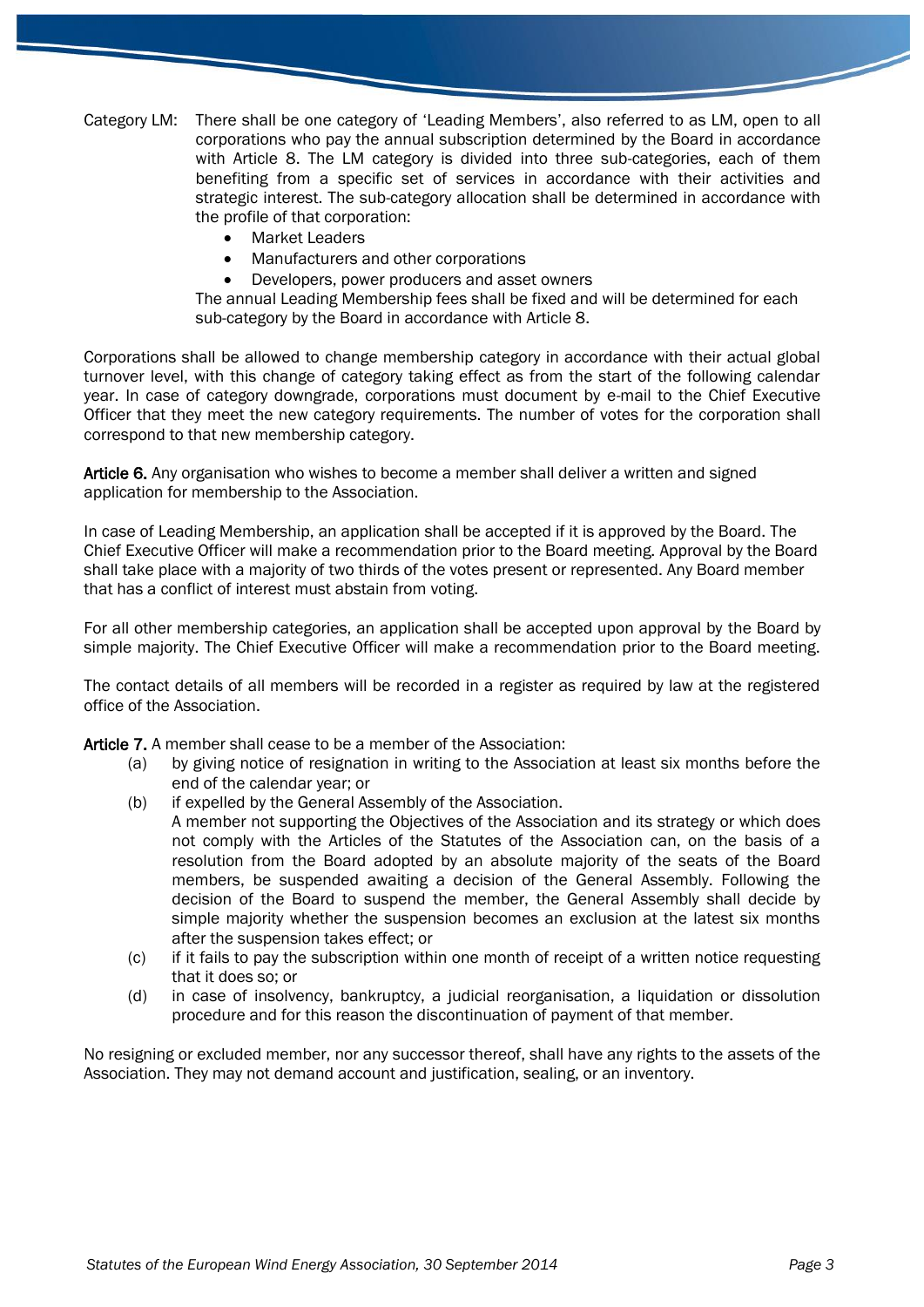Category LM: There shall be one category of 'Leading Members', also referred to as LM, open to all corporations who pay the annual subscription determined by the Board in accordance with Article 8. The LM category is divided into three sub-categories, each of them benefiting from a specific set of services in accordance with their activities and strategic interest. The sub-category allocation shall be determined in accordance with the profile of that corporation:

- Market Leaders
- Manufacturers and other corporations
- Developers, power producers and asset owners

The annual Leading Membership fees shall be fixed and will be determined for each sub-category by the Board in accordance with Article 8.

Corporations shall be allowed to change membership category in accordance with their actual global turnover level, with this change of category taking effect as from the start of the following calendar year. In case of category downgrade, corporations must document by e-mail to the Chief Executive Officer that they meet the new category requirements. The number of votes for the corporation shall correspond to that new membership category.

**Article 6.** Any organisation who wishes to become a member shall deliver a written and signed application for membership to the Association.

In case of Leading Membership, an application shall be accepted if it is approved by the Board. The Chief Executive Officer will make a recommendation prior to the Board meeting. Approval by the Board shall take place with a majority of two thirds of the votes present or represented. Any Board member that has a conflict of interest must abstain from voting.

For all other membership categories, an application shall be accepted upon approval by the Board by simple majority. The Chief Executive Officer will make a recommendation prior to the Board meeting.

The contact details of all members will be recorded in a register as required by law at the registered office of the Association.

**Article 7.** A member shall cease to be a member of the Association:

(a) by giving notice of resignation in writing to the Association at least six months before the end of the calendar year; or

(b) if expelled by the General Assembly of the Association.
A member not supporting the Objectives of the Association and its strategy or which does not comply with the Articles of the Statutes of the Association can, on the basis of a resolution from the Board adopted by an absolute majority of the seats of the Board members, be suspended awaiting a decision of the General Assembly. Following the decision of the Board to suspend the member, the General Assembly shall decide by simple majority whether the suspension becomes an exclusion at the latest six months after the suspension takes effect; or

(c) if it fails to pay the subscription within one month of receipt of a written notice requesting that it does so; or

(d) in case of insolvency, bankruptcy, a judicial reorganisation, a liquidation or dissolution procedure and for this reason the discontinuation of payment of that member.

No resigning or excluded member, nor any successor thereof, shall have any rights to the assets of the Association. They may not demand account and justification, sealing, or an inventory.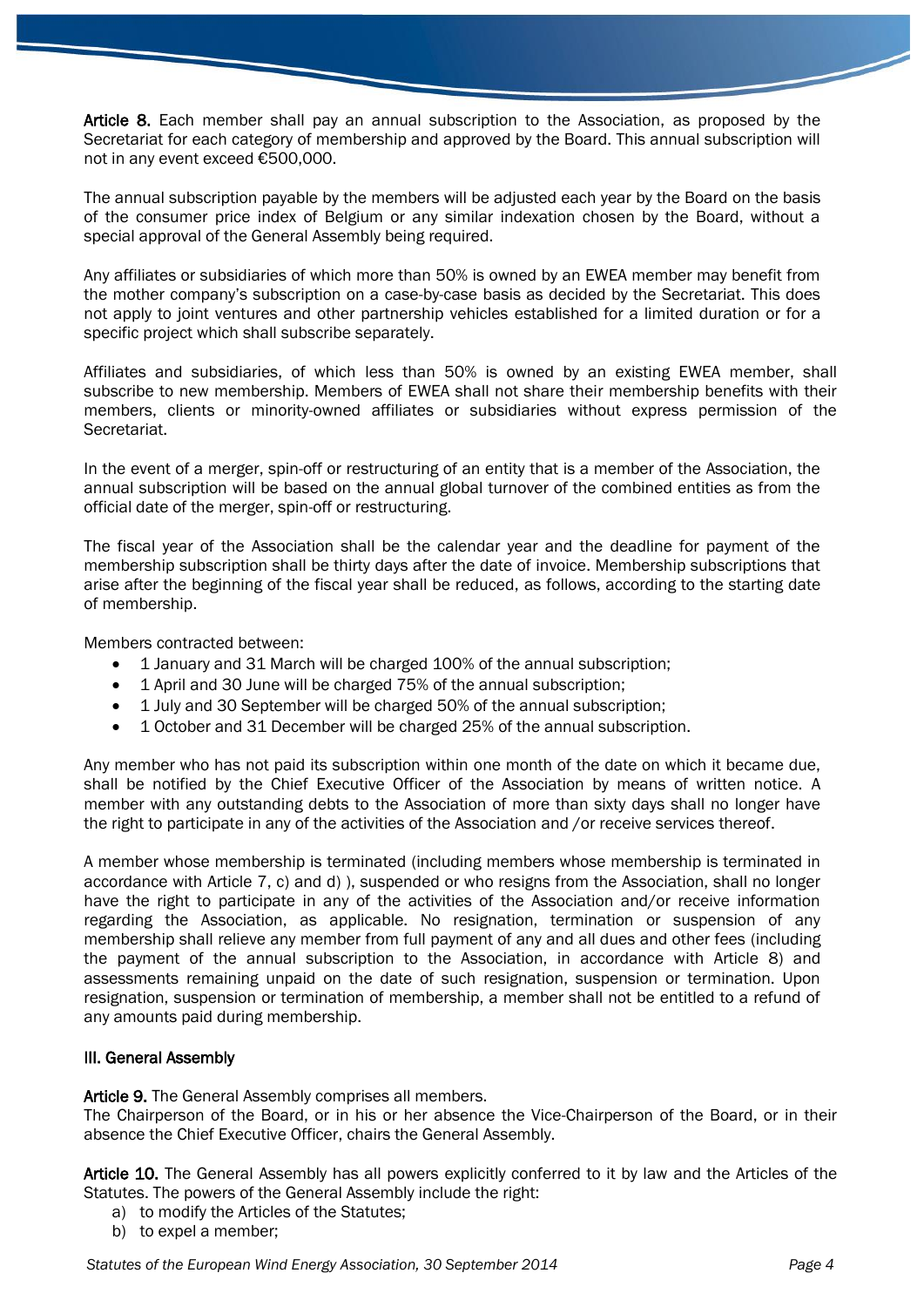**Article 8.** Each member shall pay an annual subscription to the Association, as proposed by the Secretariat for each category of membership and approved by the Board. This annual subscription will not in any event exceed €500,000.

The annual subscription payable by the members will be adjusted each year by the Board on the basis of the consumer price index of Belgium or any similar indexation chosen by the Board, without a special approval of the General Assembly being required.

Any affiliates or subsidiaries of which more than 50% is owned by an EWEA member may benefit from the mother company's subscription on a case-by-case basis as decided by the Secretariat. This does not apply to joint ventures and other partnership vehicles established for a limited duration or for a specific project which shall subscribe separately.

Affiliates and subsidiaries, of which less than 50% is owned by an existing EWEA member, shall subscribe to new membership. Members of EWEA shall not share their membership benefits with their members, clients or minority-owned affiliates or subsidiaries without express permission of the Secretariat.

In the event of a merger, spin-off or restructuring of an entity that is a member of the Association, the annual subscription will be based on the annual global turnover of the combined entities as from the official date of the merger, spin-off or restructuring.

The fiscal year of the Association shall be the calendar year and the deadline for payment of the membership subscription shall be thirty days after the date of invoice. Membership subscriptions that arise after the beginning of the fiscal year shall be reduced, as follows, according to the starting date of membership.

Members contracted between:

- 1 January and 31 March will be charged 100% of the annual subscription;
- 1 April and 30 June will be charged 75% of the annual subscription;
- 1 July and 30 September will be charged 50% of the annual subscription;
- 1 October and 31 December will be charged 25% of the annual subscription.

Any member who has not paid its subscription within one month of the date on which it became due, shall be notified by the Chief Executive Officer of the Association by means of written notice. A member with any outstanding debts to the Association of more than sixty days shall no longer have the right to participate in any of the activities of the Association and /or receive services thereof.

A member whose membership is terminated (including members whose membership is terminated in accordance with Article 7, c) and d) ), suspended or who resigns from the Association, shall no longer have the right to participate in any of the activities of the Association and/or receive information regarding the Association, as applicable. No resignation, termination or suspension of any membership shall relieve any member from full payment of any and all dues and other fees (including the payment of the annual subscription to the Association, in accordance with Article 8) and assessments remaining unpaid on the date of such resignation, suspension or termination. Upon resignation, suspension or termination of membership, a member shall not be entitled to a refund of any amounts paid during membership.

### III. General Assembly

**Article 9.** The General Assembly comprises all members.
The Chairperson of the Board, or in his or her absence the Vice-Chairperson of the Board, or in their absence the Chief Executive Officer, chairs the General Assembly.

**Article 10.** The General Assembly has all powers explicitly conferred to it by law and the Articles of the Statutes. The powers of the General Assembly include the right:

a) to modify the Articles of the Statutes;
b) to expel a member;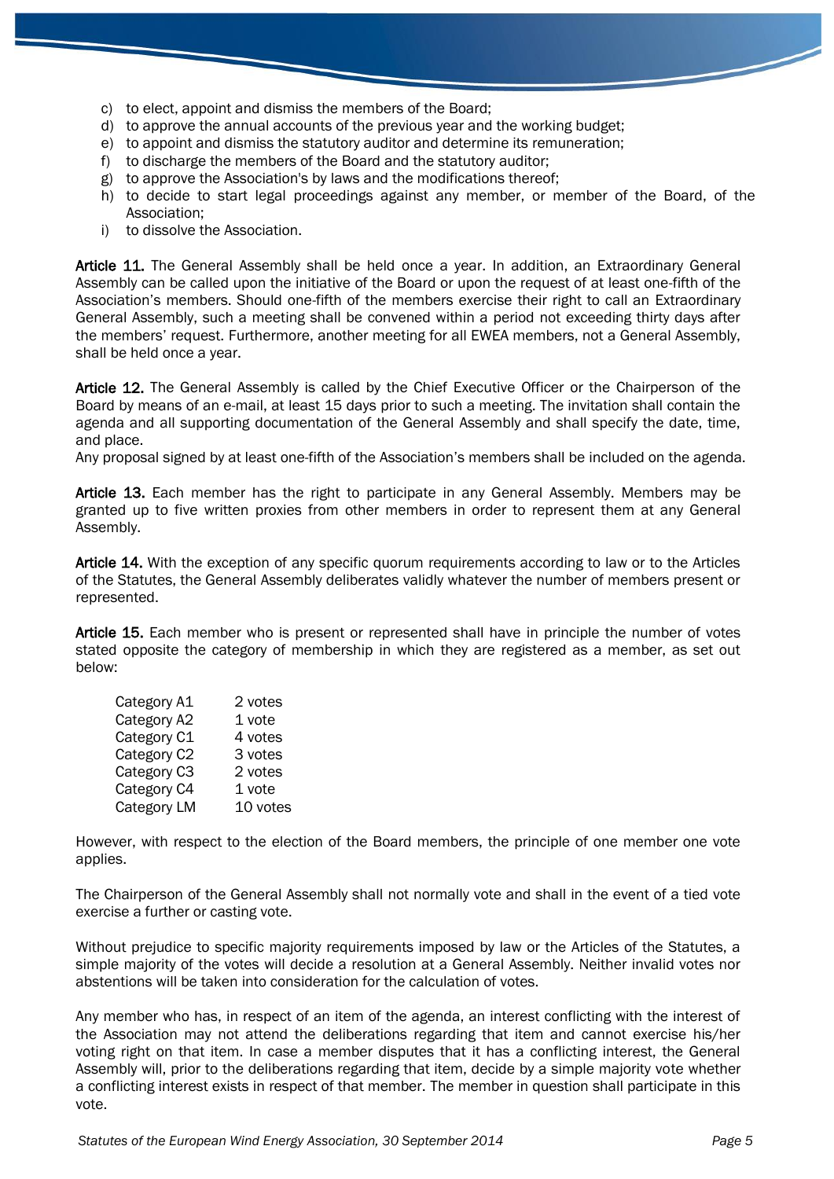c) to elect, appoint and dismiss the members of the Board;
d) to approve the annual accounts of the previous year and the working budget;
e) to appoint and dismiss the statutory auditor and determine its remuneration;
f) to discharge the members of the Board and the statutory auditor;
g) to approve the Association's by laws and the modifications thereof;
h) to decide to start legal proceedings against any member, or member of the Board, of the Association;
i) to dissolve the Association.

**Article 11.** The General Assembly shall be held once a year. In addition, an Extraordinary General Assembly can be called upon the initiative of the Board or upon the request of at least one-fifth of the Association's members. Should one-fifth of the members exercise their right to call an Extraordinary General Assembly, such a meeting shall be convened within a period not exceeding thirty days after the members' request. Furthermore, another meeting for all EWEA members, not a General Assembly, shall be held once a year.

**Article 12.** The General Assembly is called by the Chief Executive Officer or the Chairperson of the Board by means of an e-mail, at least 15 days prior to such a meeting. The invitation shall contain the agenda and all supporting documentation of the General Assembly and shall specify the date, time, and place.
Any proposal signed by at least one-fifth of the Association's members shall be included on the agenda.

**Article 13.** Each member has the right to participate in any General Assembly. Members may be granted up to five written proxies from other members in order to represent them at any General Assembly.

**Article 14.** With the exception of any specific quorum requirements according to law or to the Articles of the Statutes, the General Assembly deliberates validly whatever the number of members present or represented.

**Article 15.** Each member who is present or represented shall have in principle the number of votes stated opposite the category of membership in which they are registered as a member, as set out below:

| | |
|---|---|
| Category A1 | 2 votes |
| Category A2 | 1 vote |
| Category C1 | 4 votes |
| Category C2 | 3 votes |
| Category C3 | 2 votes |
| Category C4 | 1 vote |
| Category LM | 10 votes |

However, with respect to the election of the Board members, the principle of one member one vote applies.

The Chairperson of the General Assembly shall not normally vote and shall in the event of a tied vote exercise a further or casting vote.

Without prejudice to specific majority requirements imposed by law or the Articles of the Statutes, a simple majority of the votes will decide a resolution at a General Assembly. Neither invalid votes nor abstentions will be taken into consideration for the calculation of votes.

Any member who has, in respect of an item of the agenda, an interest conflicting with the interest of the Association may not attend the deliberations regarding that item and cannot exercise his/her voting right on that item. In case a member disputes that it has a conflicting interest, the General Assembly will, prior to the deliberations regarding that item, decide by a simple majority vote whether a conflicting interest exists in respect of that member. The member in question shall participate in this vote.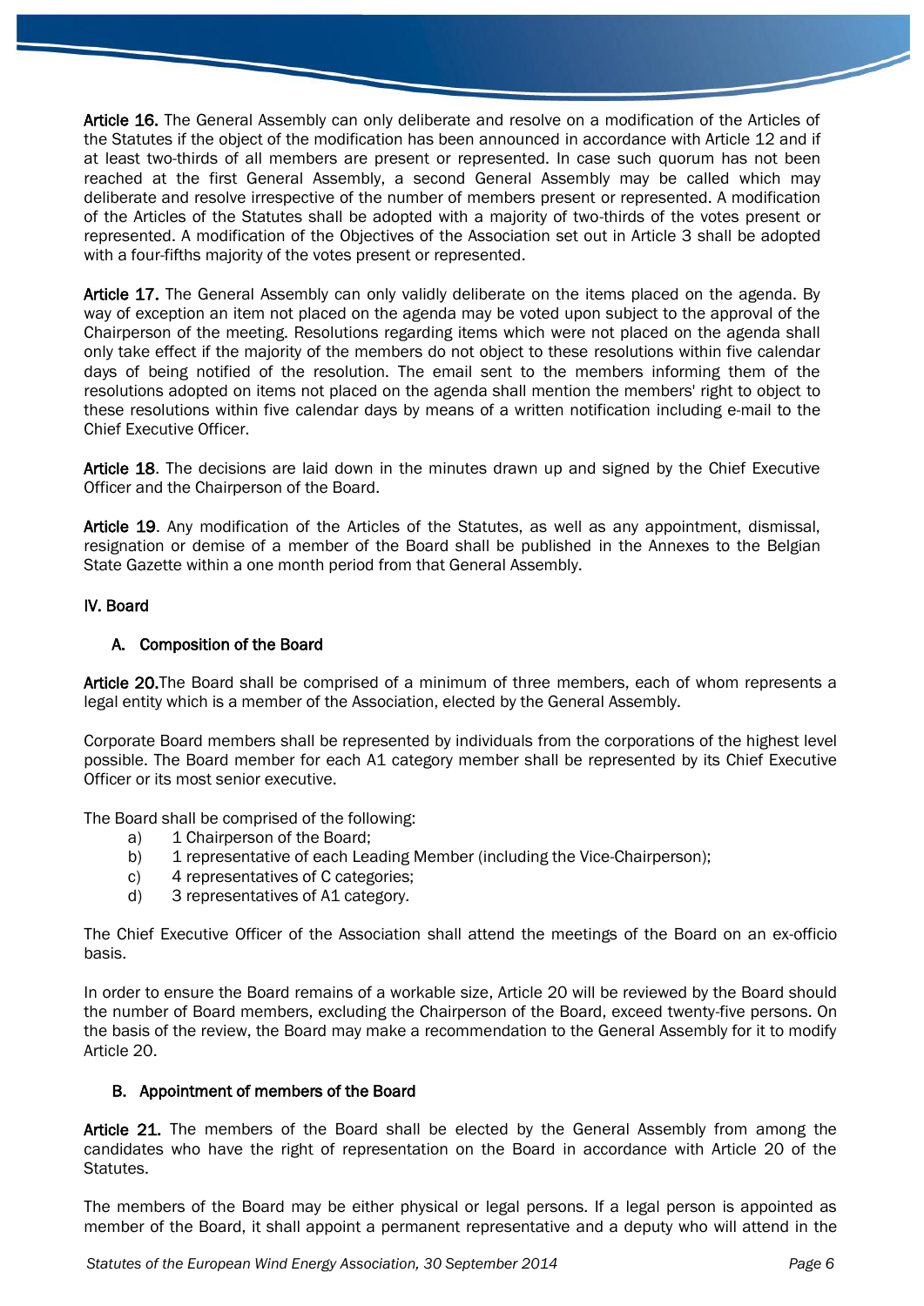**Article 16.** The General Assembly can only deliberate and resolve on a modification of the Articles of the Statutes if the object of the modification has been announced in accordance with Article 12 and if at least two-thirds of all members are present or represented. In case such quorum has not been reached at the first General Assembly, a second General Assembly may be called which may deliberate and resolve irrespective of the number of members present or represented. A modification of the Articles of the Statutes shall be adopted with a majority of two-thirds of the votes present or represented. A modification of the Objectives of the Association set out in Article 3 shall be adopted with a four-fifths majority of the votes present or represented.

**Article 17.** The General Assembly can only validly deliberate on the items placed on the agenda. By way of exception an item not placed on the agenda may be voted upon subject to the approval of the Chairperson of the meeting. Resolutions regarding items which were not placed on the agenda shall only take effect if the majority of the members do not object to these resolutions within five calendar days of being notified of the resolution. The email sent to the members informing them of the resolutions adopted on items not placed on the agenda shall mention the members' right to object to these resolutions within five calendar days by means of a written notification including e-mail to the Chief Executive Officer.

**Article 18**. The decisions are laid down in the minutes drawn up and signed by the Chief Executive Officer and the Chairperson of the Board.

**Article 19**. Any modification of the Articles of the Statutes, as well as any appointment, dismissal, resignation or demise of a member of the Board shall be published in the Annexes to the Belgian State Gazette within a one month period from that General Assembly.

## IV. Board

### A. Composition of the Board

**Article 20.**The Board shall be comprised of a minimum of three members, each of whom represents a legal entity which is a member of the Association, elected by the General Assembly.

Corporate Board members shall be represented by individuals from the corporations of the highest level possible. The Board member for each A1 category member shall be represented by its Chief Executive Officer or its most senior executive.

The Board shall be comprised of the following:

a) 1 Chairperson of the Board;
b) 1 representative of each Leading Member (including the Vice-Chairperson);
c) 4 representatives of C categories;
d) 3 representatives of A1 category.

The Chief Executive Officer of the Association shall attend the meetings of the Board on an ex-officio basis.

In order to ensure the Board remains of a workable size, Article 20 will be reviewed by the Board should the number of Board members, excluding the Chairperson of the Board, exceed twenty-five persons. On the basis of the review, the Board may make a recommendation to the General Assembly for it to modify Article 20.

### B. Appointment of members of the Board

**Article 21.** The members of the Board shall be elected by the General Assembly from among the candidates who have the right of representation on the Board in accordance with Article 20 of the Statutes.

The members of the Board may be either physical or legal persons. If a legal person is appointed as member of the Board, it shall appoint a permanent representative and a deputy who will attend in the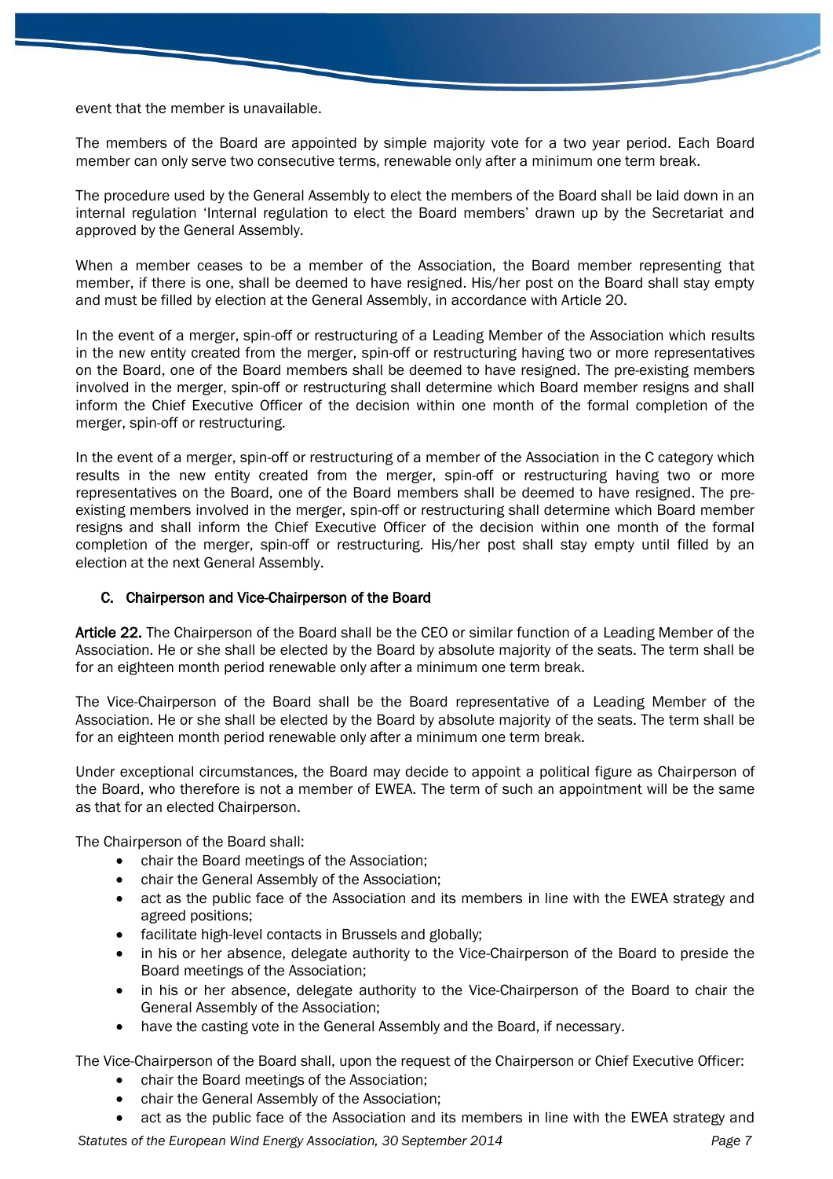event that the member is unavailable.

The members of the Board are appointed by simple majority vote for a two year period. Each Board member can only serve two consecutive terms, renewable only after a minimum one term break.

The procedure used by the General Assembly to elect the members of the Board shall be laid down in an internal regulation 'Internal regulation to elect the Board members' drawn up by the Secretariat and approved by the General Assembly.

When a member ceases to be a member of the Association, the Board member representing that member, if there is one, shall be deemed to have resigned. His/her post on the Board shall stay empty and must be filled by election at the General Assembly, in accordance with Article 20.

In the event of a merger, spin-off or restructuring of a Leading Member of the Association which results in the new entity created from the merger, spin-off or restructuring having two or more representatives on the Board, one of the Board members shall be deemed to have resigned. The pre-existing members involved in the merger, spin-off or restructuring shall determine which Board member resigns and shall inform the Chief Executive Officer of the decision within one month of the formal completion of the merger, spin-off or restructuring.

In the event of a merger, spin-off or restructuring of a member of the Association in the C category which results in the new entity created from the merger, spin-off or restructuring having two or more representatives on the Board, one of the Board members shall be deemed to have resigned. The pre-existing members involved in the merger, spin-off or restructuring shall determine which Board member resigns and shall inform the Chief Executive Officer of the decision within one month of the formal completion of the merger, spin-off or restructuring. His/her post shall stay empty until filled by an election at the next General Assembly.

### C. Chairperson and Vice-Chairperson of the Board

**Article 22.** The Chairperson of the Board shall be the CEO or similar function of a Leading Member of the Association. He or she shall be elected by the Board by absolute majority of the seats. The term shall be for an eighteen month period renewable only after a minimum one term break.

The Vice-Chairperson of the Board shall be the Board representative of a Leading Member of the Association. He or she shall be elected by the Board by absolute majority of the seats. The term shall be for an eighteen month period renewable only after a minimum one term break.

Under exceptional circumstances, the Board may decide to appoint a political figure as Chairperson of the Board, who therefore is not a member of EWEA. The term of such an appointment will be the same as that for an elected Chairperson.

The Chairperson of the Board shall:

- chair the Board meetings of the Association;
- chair the General Assembly of the Association;
- act as the public face of the Association and its members in line with the EWEA strategy and agreed positions;
- facilitate high-level contacts in Brussels and globally;
- in his or her absence, delegate authority to the Vice-Chairperson of the Board to preside the Board meetings of the Association;
- in his or her absence, delegate authority to the Vice-Chairperson of the Board to chair the General Assembly of the Association;
- have the casting vote in the General Assembly and the Board, if necessary.

The Vice-Chairperson of the Board shall, upon the request of the Chairperson or Chief Executive Officer:

- chair the Board meetings of the Association;
- chair the General Assembly of the Association;
- act as the public face of the Association and its members in line with the EWEA strategy and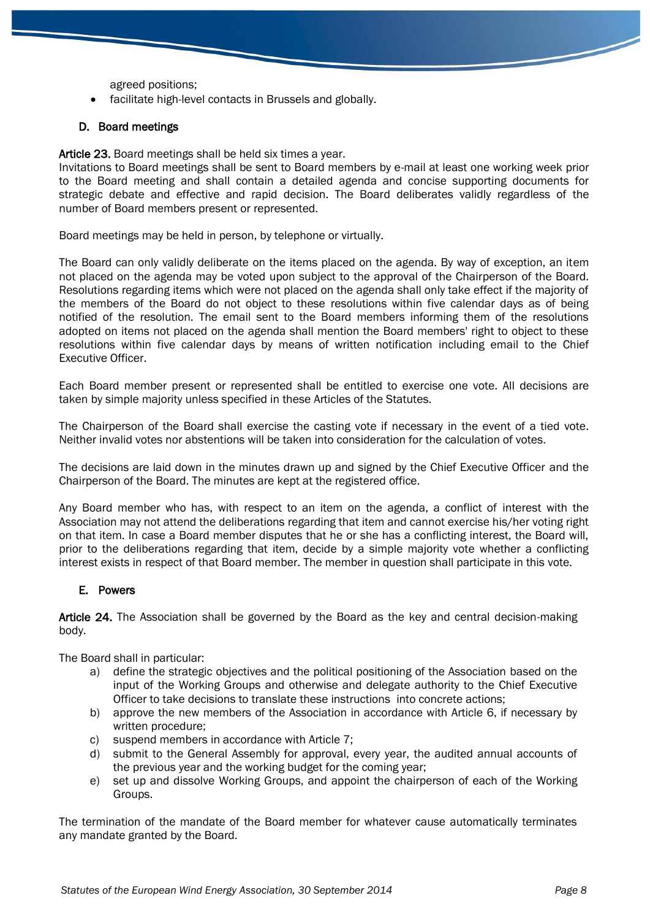agreed positions;

- facilitate high-level contacts in Brussels and globally.

### D. Board meetings

**Article 23.** Board meetings shall be held six times a year.
Invitations to Board meetings shall be sent to Board members by e-mail at least one working week prior to the Board meeting and shall contain a detailed agenda and concise supporting documents for strategic debate and effective and rapid decision. The Board deliberates validly regardless of the number of Board members present or represented.

Board meetings may be held in person, by telephone or virtually.

The Board can only validly deliberate on the items placed on the agenda. By way of exception, an item not placed on the agenda may be voted upon subject to the approval of the Chairperson of the Board. Resolutions regarding items which were not placed on the agenda shall only take effect if the majority of the members of the Board do not object to these resolutions within five calendar days as of being notified of the resolution. The email sent to the Board members informing them of the resolutions adopted on items not placed on the agenda shall mention the Board members' right to object to these resolutions within five calendar days by means of written notification including email to the Chief Executive Officer.

Each Board member present or represented shall be entitled to exercise one vote. All decisions are taken by simple majority unless specified in these Articles of the Statutes.

The Chairperson of the Board shall exercise the casting vote if necessary in the event of a tied vote. Neither invalid votes nor abstentions will be taken into consideration for the calculation of votes.

The decisions are laid down in the minutes drawn up and signed by the Chief Executive Officer and the Chairperson of the Board. The minutes are kept at the registered office.

Any Board member who has, with respect to an item on the agenda, a conflict of interest with the Association may not attend the deliberations regarding that item and cannot exercise his/her voting right on that item. In case a Board member disputes that he or she has a conflicting interest, the Board will, prior to the deliberations regarding that item, decide by a simple majority vote whether a conflicting interest exists in respect of that Board member. The member in question shall participate in this vote.

### E. Powers

**Article 24.** The Association shall be governed by the Board as the key and central decision-making body.

The Board shall in particular:

a) define the strategic objectives and the political positioning of the Association based on the input of the Working Groups and otherwise and delegate authority to the Chief Executive Officer to take decisions to translate these instructions into concrete actions;
b) approve the new members of the Association in accordance with Article 6, if necessary by written procedure;
c) suspend members in accordance with Article 7;
d) submit to the General Assembly for approval, every year, the audited annual accounts of the previous year and the working budget for the coming year;
e) set up and dissolve Working Groups, and appoint the chairperson of each of the Working Groups.

The termination of the mandate of the Board member for whatever cause automatically terminates any mandate granted by the Board.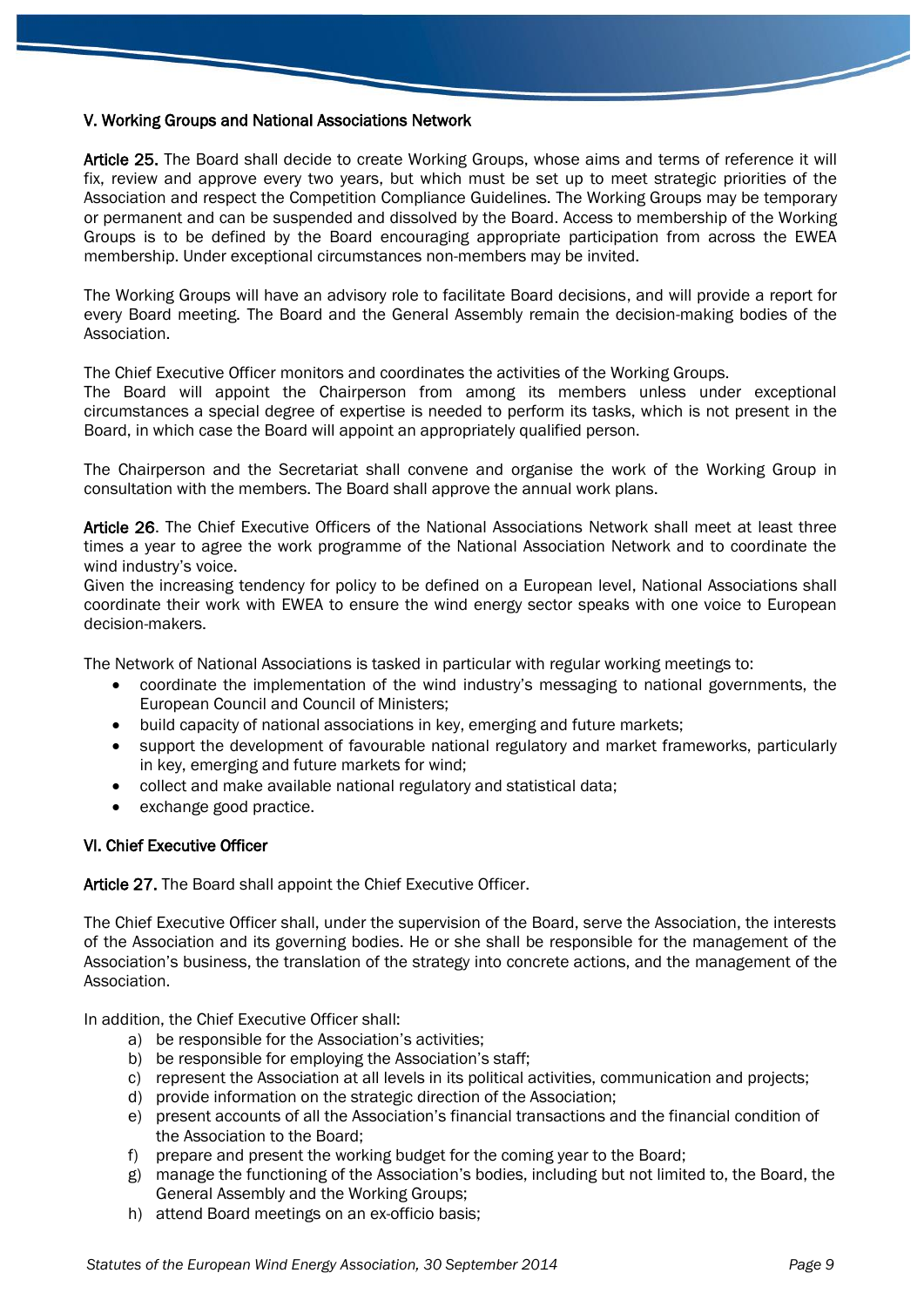### V. Working Groups and National Associations Network

**Article 25.** The Board shall decide to create Working Groups, whose aims and terms of reference it will fix, review and approve every two years, but which must be set up to meet strategic priorities of the Association and respect the Competition Compliance Guidelines. The Working Groups may be temporary or permanent and can be suspended and dissolved by the Board. Access to membership of the Working Groups is to be defined by the Board encouraging appropriate participation from across the EWEA membership. Under exceptional circumstances non-members may be invited.

The Working Groups will have an advisory role to facilitate Board decisions, and will provide a report for every Board meeting. The Board and the General Assembly remain the decision-making bodies of the Association.

The Chief Executive Officer monitors and coordinates the activities of the Working Groups.
The Board will appoint the Chairperson from among its members unless under exceptional circumstances a special degree of expertise is needed to perform its tasks, which is not present in the Board, in which case the Board will appoint an appropriately qualified person.

The Chairperson and the Secretariat shall convene and organise the work of the Working Group in consultation with the members. The Board shall approve the annual work plans.

**Article 26**. The Chief Executive Officers of the National Associations Network shall meet at least three times a year to agree the work programme of the National Association Network and to coordinate the wind industry's voice.
Given the increasing tendency for policy to be defined on a European level, National Associations shall coordinate their work with EWEA to ensure the wind energy sector speaks with one voice to European decision-makers.

The Network of National Associations is tasked in particular with regular working meetings to:

- coordinate the implementation of the wind industry's messaging to national governments, the European Council and Council of Ministers;
- build capacity of national associations in key, emerging and future markets;
- support the development of favourable national regulatory and market frameworks, particularly in key, emerging and future markets for wind;
- collect and make available national regulatory and statistical data;
- exchange good practice.

### VI. Chief Executive Officer

**Article 27.** The Board shall appoint the Chief Executive Officer.

The Chief Executive Officer shall, under the supervision of the Board, serve the Association, the interests of the Association and its governing bodies. He or she shall be responsible for the management of the Association's business, the translation of the strategy into concrete actions, and the management of the Association.

In addition, the Chief Executive Officer shall:

a) be responsible for the Association's activities;
b) be responsible for employing the Association's staff;
c) represent the Association at all levels in its political activities, communication and projects;
d) provide information on the strategic direction of the Association;
e) present accounts of all the Association's financial transactions and the financial condition of the Association to the Board;
f) prepare and present the working budget for the coming year to the Board;
g) manage the functioning of the Association's bodies, including but not limited to, the Board, the General Assembly and the Working Groups;
h) attend Board meetings on an ex-officio basis;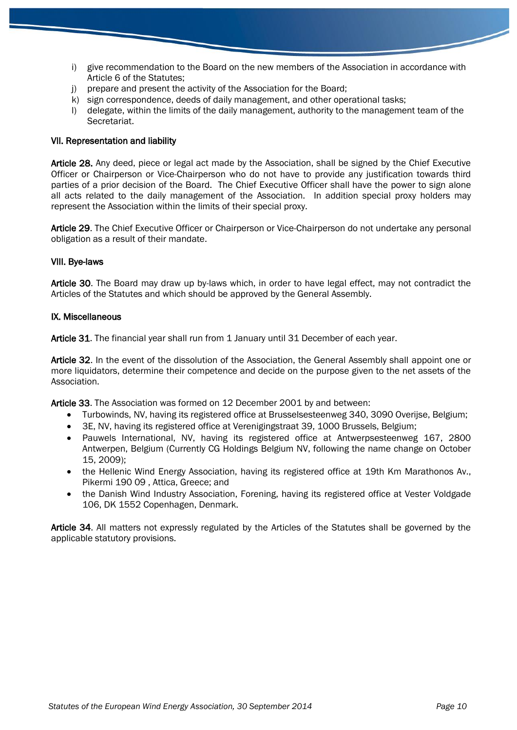i) give recommendation to the Board on the new members of the Association in accordance with Article 6 of the Statutes;
j) prepare and present the activity of the Association for the Board;
k) sign correspondence, deeds of daily management, and other operational tasks;
l) delegate, within the limits of the daily management, authority to the management team of the Secretariat.

### VII. Representation and liability

**Article 28.** Any deed, piece or legal act made by the Association, shall be signed by the Chief Executive Officer or Chairperson or Vice-Chairperson who do not have to provide any justification towards third parties of a prior decision of the Board. The Chief Executive Officer shall have the power to sign alone all acts related to the daily management of the Association. In addition special proxy holders may represent the Association within the limits of their special proxy.

**Article 29**. The Chief Executive Officer or Chairperson or Vice-Chairperson do not undertake any personal obligation as a result of their mandate.

### VIII. Bye-laws

**Article 30**. The Board may draw up by-laws which, in order to have legal effect, may not contradict the Articles of the Statutes and which should be approved by the General Assembly.

### IX. Miscellaneous

**Article 31**. The financial year shall run from 1 January until 31 December of each year.

**Article 32**. In the event of the dissolution of the Association, the General Assembly shall appoint one or more liquidators, determine their competence and decide on the purpose given to the net assets of the Association.

**Article 33**. The Association was formed on 12 December 2001 by and between:

- Turbowinds, NV, having its registered office at Brusselsesteenweg 340, 3090 Overijse, Belgium;
- 3E, NV, having its registered office at Verenigingstraat 39, 1000 Brussels, Belgium;
- Pauwels International, NV, having its registered office at Antwerpsesteenweg 167, 2800 Antwerpen, Belgium (Currently CG Holdings Belgium NV, following the name change on October 15, 2009);
- the Hellenic Wind Energy Association, having its registered office at 19th Km Marathonos Av., Pikermi 190 09 , Attica, Greece; and
- the Danish Wind Industry Association, Forening, having its registered office at Vester Voldgade 106, DK 1552 Copenhagen, Denmark.

**Article 34**. All matters not expressly regulated by the Articles of the Statutes shall be governed by the applicable statutory provisions.